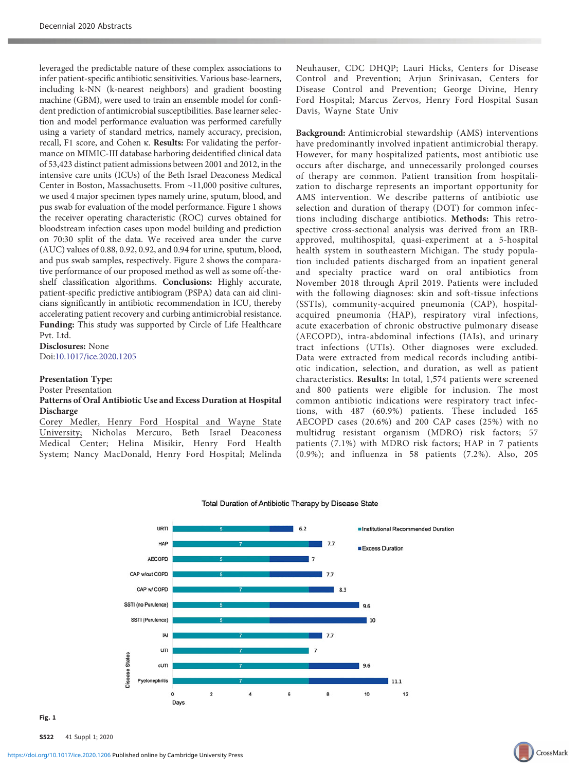leveraged the predictable nature of these complex associations to infer patient-specific antibiotic sensitivities. Various base-learners, including k-NN (k-nearest neighbors) and gradient boosting machine (GBM), were used to train an ensemble model for confident prediction of antimicrobial susceptibilities. Base learner selection and model performance evaluation was performed carefully using a variety of standard metrics, namely accuracy, precision, recall, F1 score, and Cohen κ. **Results:** For validating the performance on MIMIC-III database harboring deidentified clinical data of 53,423 distinct patient admissions between 2001 and 2012, in the intensive care units (ICUs) of the Beth Israel Deaconess Medical Center in Boston, Massachusetts. From ~11,000 positive cultures, we used 4 major specimen types namely urine, sputum, blood, and pus swab for evaluation of the model performance. Figure 1 shows the receiver operating characteristic (ROC) curves obtained for bloodstream infection cases upon model building and prediction on 70:30 split of the data. We received area under the curve (AUC) values of 0.88, 0.92, 0.92, and 0.94 for urine, sputum, blood, and pus swab samples, respectively. Figure 2 shows the comparative performance of our proposed method as well as some off-the-shelf classification algorithms. **Conclusions:** Highly accurate, patient-specific predictive antibiogram (PSPA) data can aid clinicians significantly in antibiotic recommendation in ICU, thereby accelerating patient recovery and curbing antimicrobial resistance. **Funding:** This study was supported by Circle of Life Healthcare Pvt. Ltd.

**Disclosures:** None

Doi:10.1017/ice.2020.1205

**Presentation Type:**

Poster Presentation

**Patterns of Oral Antibiotic Use and Excess Duration at Hospital Discharge**

Corey Medler, Henry Ford Hospital and Wayne State University; Nicholas Mercuro, Beth Israel Deaconess Medical Center; Helina Misikir, Henry Ford Health System; Nancy MacDonald, Henry Ford Hospital; Melinda Neuhauser, CDC DHQP; Lauri Hicks, Centers for Disease Control and Prevention; Arjun Srinivasan, Centers for Disease Control and Prevention; George Divine, Henry Ford Hospital; Marcus Zervos, Henry Ford Hospital Susan Davis, Wayne State Univ

**Background:** Antimicrobial stewardship (AMS) interventions have predominantly involved inpatient antimicrobial therapy. However, for many hospitalized patients, most antibiotic use occurs after discharge, and unnecessarily prolonged courses of therapy are common. Patient transition from hospitalization to discharge represents an important opportunity for AMS intervention. We describe patterns of antibiotic use selection and duration of therapy (DOT) for common infections including discharge antibiotics. **Methods:** This retrospective cross-sectional analysis was derived from an IRB-approved, multihospital, quasi-experiment at a 5-hospital health system in southeastern Michigan. The study population included patients discharged from an inpatient general and specialty practice ward on oral antibiotics from November 2018 through April 2019. Patients were included with the following diagnoses: skin and soft-tissue infections (SSTIs), community-acquired pneumonia (CAP), hospital-acquired pneumonia (HAP), respiratory viral infections, acute exacerbation of chronic obstructive pulmonary disease (AECOPD), intra-abdominal infections (IAIs), and urinary tract infections (UTIs). Other diagnoses were excluded. Data were extracted from medical records including antibiotic indication, selection, and duration, as well as patient characteristics. **Results:** In total, 1,574 patients were screened and 800 patients were eligible for inclusion. The most common antibiotic indications were respiratory tract infections, with 487 (60.9%) patients. These included 165 AECOPD cases (20.6%) and 200 CAP cases (25%) with no multidrug resistant organism (MDRO) risk factors; 57 patients (7.1%) with MDRO risk factors; HAP in 7 patients (0.9%); and influenza in 58 patients (7.2%). Also, 205

Total Duration of Antibiotic Therapy by Disease State

| Disease States | Institutional Recommended Duration (days) | Total Duration (days) |
|---|---|---|
| URTI | 5 | 6.2 |
| HAP | 7 | 7.7 |
| AECOPD | 5 | 7 |
| CAP w/out COPD | 5 | 7.7 |
| CAP w/ COPD | 7 | 8.3 |
| SSTI (no Purulence) | 5 | 9.6 |
| SSTI (Purulence) | 5 | 10 |
| IAI | 7 | 7.7 |
| UTI | 7 | 7 |
| cUTI | 7 | 9.6 |
| Pyelonephritis | 7 | 11.1 |

**Fig. 1**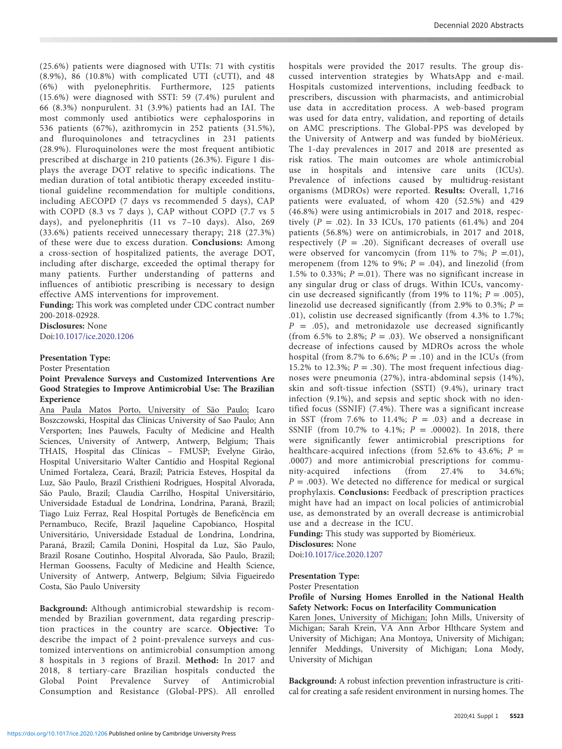(25.6%) patients were diagnosed with UTIs: 71 with cystitis (8.9%), 86 (10.8%) with complicated UTI (cUTI), and 48 (6%) with pyelonephritis. Furthermore, 125 patients (15.6%) were diagnosed with SSTI: 59 (7.4%) purulent and 66 (8.3%) nonpurulent. 31 (3.9%) patients had an IAI. The most commonly used antibiotics were cephalosporins in 536 patients (67%), azithromycin in 252 patients (31.5%), and fluroquinolones and tetracyclines in 231 patients (28.9%). Fluroquinolones were the most frequent antibiotic prescribed at discharge in 210 patients (26.3%). Figure 1 displays the average DOT relative to specific indications. The median duration of total antibiotic therapy exceeded institutional guideline recommendation for multiple conditions, including AECOPD (7 days vs recommended 5 days), CAP with COPD (8.3 vs 7 days ), CAP without COPD (7.7 vs 5 days), and pyelonephritis (11 vs 7–10 days). Also, 269 (33.6%) patients received unnecessary therapy; 218 (27.3%) of these were due to excess duration. **Conclusions:** Among a cross-section of hospitalized patients, the average DOT, including after discharge, exceeded the optimal therapy for many patients. Further understanding of patterns and influences of antibiotic prescribing is necessary to design effective AMS interventions for improvement.

**Funding:** This work was completed under CDC contract number 200-2018-02928.

**Disclosures:** None

Doi:10.1017/ice.2020.1206

**Presentation Type:**

Poster Presentation

**Point Prevalence Surveys and Customized Interventions Are Good Strategies to Improve Antimicrobial Use: The Brazilian Experience**

Ana Paula Matos Porto, University of São Paulo; Icaro Boszczowski, Hospital das Clínicas University of Sao Paulo; Ann Versporten; Ines Pauwels, Faculty of Medicine and Health Sciences, University of Antwerp, Antwerp, Belgium; Thais THAIS, Hospital das Clínicas – FMUSP; Evelyne Girão, Hospital Universitario Walter Cantídio and Hospital Regional Unimed Fortaleza, Ceará, Brazil; Patricia Esteves, Hospital da Luz, São Paulo, Brazil Cristhieni Rodrigues, Hospital Alvorada, São Paulo, Brazil; Claudia Carrilho, Hospital Universitário, Universidade Estadual de Londrina, Londrina, Paraná, Brazil; Tiago Luiz Ferraz, Real Hospital Portugês de Beneficência em Pernambuco, Recife, Brazil Jaqueline Capobianco, Hospital Universitário, Universidade Estadual de Londrina, Londrina, Paraná, Brazil; Camila Donini, Hospital da Luz, São Paulo, Brazil Rosane Coutinho, Hospital Alvorada, São Paulo, Brazil; Herman Goossens, Faculty of Medicine and Health Science, University of Antwerp, Antwerp, Belgium; Silvia Figueiredo Costa, São Paulo University

**Background:** Although antimicrobial stewardship is recommended by Brazilian government, data regarding prescription practices in the country are scarce. **Objective:** To describe the impact of 2 point-prevalence surveys and customized interventions on antimicrobial consumption among 8 hospitals in 3 regions of Brazil. **Method:** In 2017 and 2018, 8 tertiary-care Brazilian hospitals conducted the Global Point Prevalence Survey of Antimicrobial Consumption and Resistance (Global-PPS). All enrolled hospitals were provided the 2017 results. The group discussed intervention strategies by WhatsApp and e-mail. Hospitals customized interventions, including feedback to prescribers, discussion with pharmacists, and antimicrobial use data in accreditation process. A web-based program was used for data entry, validation, and reporting of details on AMC prescriptions. The Global-PPS was developed by the University of Antwerp and was funded by bioMérieux. The 1-day prevalences in 2017 and 2018 are presented as risk ratios. The main outcomes are whole antimicrobial use in hospitals and intensive care units (ICUs). Prevalence of infections caused by multidrug-resistant organisms (MDROs) were reported. **Results:** Overall, 1,716 patients were evaluated, of whom 420 (52.5%) and 429 (46.8%) were using antimicrobials in 2017 and 2018, respectively ($P$ = .02). In 33 ICUs, 170 patients (61.4%) and 204 patients (56.8%) were on antimicrobials, in 2017 and 2018, respectively ($P$ = .20). Significant decreases of overall use were observed for vancomycin (from 11% to 7%; $P$ =.01), meropenem (from 12% to 9%; $P$ = .04), and linezolid (from 1.5% to 0.33%; $P$ =.01). There was no significant increase in any singular drug or class of drugs. Within ICUs, vancomycin use decreased significantly (from 19% to 11%; $P$ = .005), linezolid use decreased significantly (from 2.9% to 0.3%; $P$ = .01), colistin use decreased significantly (from 4.3% to 1.7%; $P$ = .05), and metronidazole use decreased significantly (from 6.5% to 2.8%; $P$ = .03). We observed a nonsignificant decrease of infections caused by MDROs across the whole hospital (from 8.7% to 6.6%; $P$ = .10) and in the ICUs (from 15.2% to 12.3%; $P$ = .30). The most frequent infectious diagnoses were pneumonia (27%), intra-abdominal sepsis (14%), skin and soft-tissue infection (SSTI) (9.4%), urinary tract infection (9.1%), and sepsis and septic shock with no identified focus (SSNIF) (7.4%). There was a significant increase in SST (from 7.6% to 11.4%; $P$ = .03) and a decrease in SSNIF (from 10.7% to 4.1%; $P$ = .00002). In 2018, there were significantly fewer antimicrobial prescriptions for healthcare-acquired infections (from 52.6% to 43.6%; $P$ = .0007) and more antimicrobial prescriptions for community-acquired infections (from 27.4% to 34.6%; $P$ = .003). We detected no difference for medical or surgical prophylaxis. **Conclusions:** Feedback of prescription practices might have had an impact on local policies of antimicrobial use, as demonstrated by an overall decrease is antimicrobial use and a decrease in the ICU.

**Funding:** This study was supported by Biomérieux.

**Disclosures:** None

Doi:10.1017/ice.2020.1207

**Presentation Type:**

Poster Presentation

**Profile of Nursing Homes Enrolled in the National Health Safety Network: Focus on Interfacility Communication**

Karen Jones, University of Michigan; John Mills, University of Michigan; Sarah Krein, VA Ann Arbor Hlthcare System and University of Michigan; Ana Montoya, University of Michigan; Jennifer Meddings, University of Michigan; Lona Mody, University of Michigan

**Background:** A robust infection prevention infrastructure is critical for creating a safe resident environment in nursing homes. The